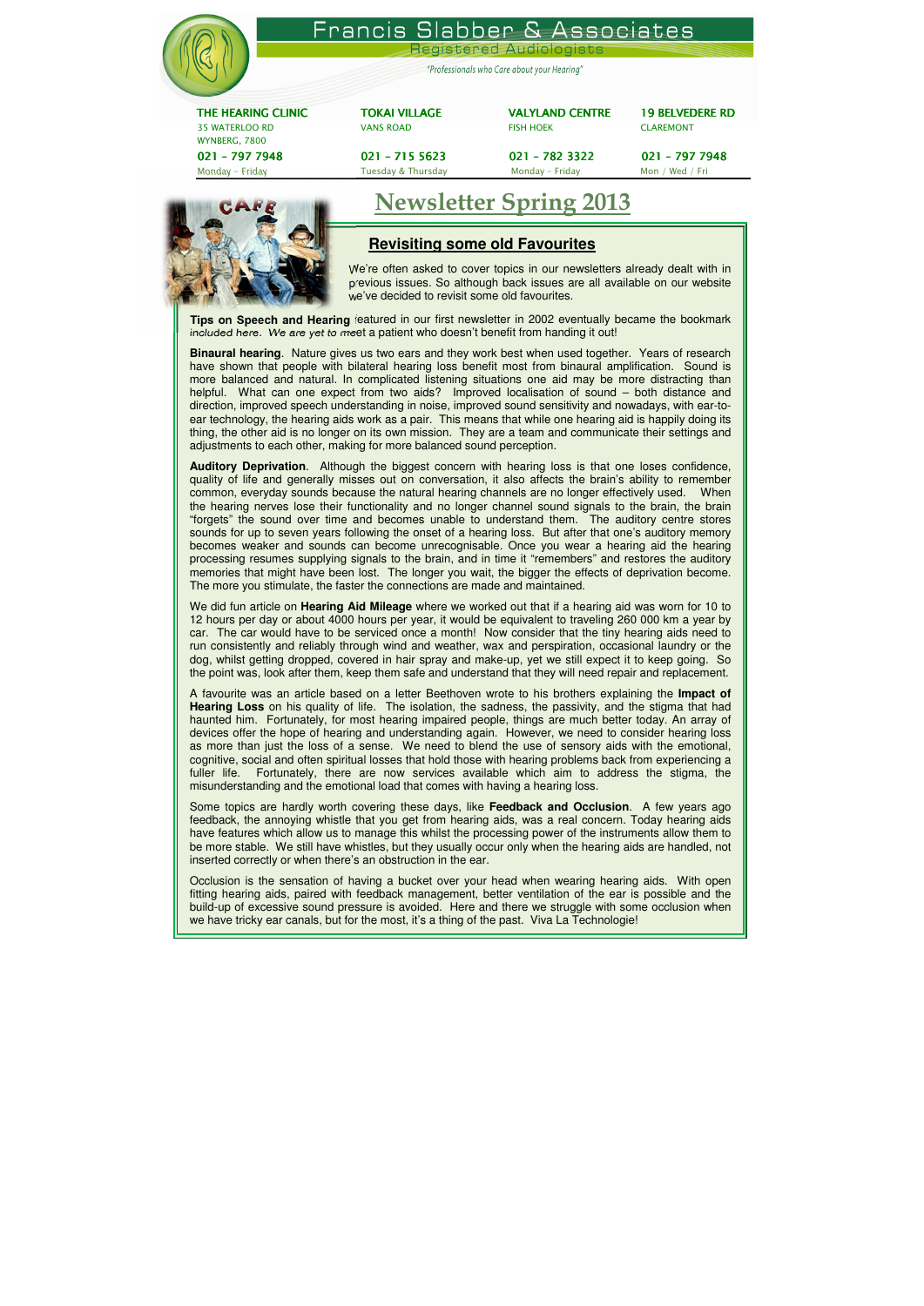# Francis Slabber & Associates

Registered Audiologists

*"Professionals who Care about your Hearing"*

| THE HEARING CLINIC | TOKAI VILLAGE | VALYLAND CENTRE | 19 BELVEDERE RD |
|---|---|---|---|
| 35 WATERLOO RD<br>WYNBERG, 7800 | VANS ROAD | FISH HOEK | CLAREMONT |
| 021 - 797 7948 | 021 - 715 5623 | 021 - 782 3322 | 021 - 797 7948 |
| Monday - Friday | Tuesday & Thursday | Monday - Friday | Mon / Wed / Fri |

# Newsletter Spring 2013

## Revisiting some old Favourites

We're often asked to cover topics in our newsletters already dealt with in previous issues. So although back issues are all available on our website we've decided to revisit some old favourites.

**Tips on Speech and Hearing** featured in our first newsletter in 2002 eventually became the bookmark *included here. We are yet to m*eet a patient who doesn't benefit from handing it out!

**Binaural hearing**. Nature gives us two ears and they work best when used together. Years of research have shown that people with bilateral hearing loss benefit most from binaural amplification. Sound is more balanced and natural. In complicated listening situations one aid may be more distracting than helpful. What can one expect from two aids? Improved localisation of sound – both distance and direction, improved speech understanding in noise, improved sound sensitivity and nowadays, with ear-to-ear technology, the hearing aids work as a pair. This means that while one hearing aid is happily doing its thing, the other aid is no longer on its own mission. They are a team and communicate their settings and adjustments to each other, making for more balanced sound perception.

**Auditory Deprivation**. Although the biggest concern with hearing loss is that one loses confidence, quality of life and generally misses out on conversation, it also affects the brain's ability to remember common, everyday sounds because the natural hearing channels are no longer effectively used. When the hearing nerves lose their functionality and no longer channel sound signals to the brain, the brain "forgets" the sound over time and becomes unable to understand them. The auditory centre stores sounds for up to seven years following the onset of a hearing loss. But after that one's auditory memory becomes weaker and sounds can become unrecognisable. Once you wear a hearing aid the hearing processing resumes supplying signals to the brain, and in time it "remembers" and restores the auditory memories that might have been lost. The longer you wait, the bigger the effects of deprivation become. The more you stimulate, the faster the connections are made and maintained.

We did fun article on **Hearing Aid Mileage** where we worked out that if a hearing aid was worn for 10 to 12 hours per day or about 4000 hours per year, it would be equivalent to traveling 260 000 km a year by car. The car would have to be serviced once a month! Now consider that the tiny hearing aids need to run consistently and reliably through wind and weather, wax and perspiration, occasional laundry or the dog, whilst getting dropped, covered in hair spray and make-up, yet we still expect it to keep going. So the point was, look after them, keep them safe and understand that they will need repair and replacement.

A favourite was an article based on a letter Beethoven wrote to his brothers explaining the **Impact of Hearing Loss** on his quality of life. The isolation, the sadness, the passivity, and the stigma that had haunted him. Fortunately, for most hearing impaired people, things are much better today. An array of devices offer the hope of hearing and understanding again. However, we need to consider hearing loss as more than just the loss of a sense. We need to blend the use of sensory aids with the emotional, cognitive, social and often spiritual losses that hold those with hearing problems back from experiencing a fuller life. Fortunately, there are now services available which aim to address the stigma, the misunderstanding and the emotional load that comes with having a hearing loss.

Some topics are hardly worth covering these days, like **Feedback and Occlusion**. A few years ago feedback, the annoying whistle that you get from hearing aids, was a real concern. Today hearing aids have features which allow us to manage this whilst the processing power of the instruments allow them to be more stable. We still have whistles, but they usually occur only when the hearing aids are handled, not inserted correctly or when there's an obstruction in the ear.

Occlusion is the sensation of having a bucket over your head when wearing hearing aids. With open fitting hearing aids, paired with feedback management, better ventilation of the ear is possible and the build-up of excessive sound pressure is avoided. Here and there we struggle with some occlusion when we have tricky ear canals, but for the most, it's a thing of the past. Viva La Technologie!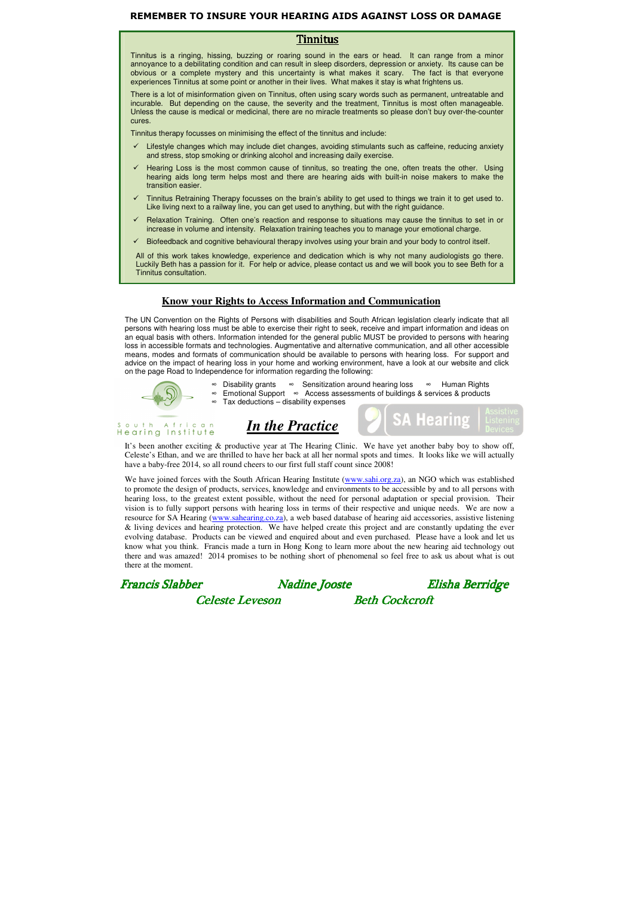**REMEMBER TO INSURE YOUR HEARING AIDS AGAINST LOSS OR DAMAGE**

## Tinnitus

Tinnitus is a ringing, hissing, buzzing or roaring sound in the ears or head. It can range from a minor annoyance to a debilitating condition and can result in sleep disorders, depression or anxiety. Its cause can be obvious or a complete mystery and this uncertainty is what makes it scary. The fact is that everyone experiences Tinnitus at some point or another in their lives. What makes it stay is what frightens us.

There is a lot of misinformation given on Tinnitus, often using scary words such as permanent, untreatable and incurable. But depending on the cause, the severity and the treatment, Tinnitus is most often manageable. Unless the cause is medical or medicinal, there are no miracle treatments so please don't buy over-the-counter cures.

Tinnitus therapy focusses on minimising the effect of the tinnitus and include:

- ✓ Lifestyle changes which may include diet changes, avoiding stimulants such as caffeine, reducing anxiety and stress, stop smoking or drinking alcohol and increasing daily exercise.
- ✓ Hearing Loss is the most common cause of tinnitus, so treating the one, often treats the other. Using hearing aids long term helps most and there are hearing aids with built-in noise makers to make the transition easier.
- ✓ Tinnitus Retraining Therapy focusses on the brain's ability to get used to things we train it to get used to. Like living next to a railway line, you can get used to anything, but with the right guidance.
- ✓ Relaxation Training. Often one's reaction and response to situations may cause the tinnitus to set in or increase in volume and intensity. Relaxation training teaches you to manage your emotional charge.
- ✓ Biofeedback and cognitive behavioural therapy involves using your brain and your body to control itself.

All of this work takes knowledge, experience and dedication which is why not many audiologists go there. Luckily Beth has a passion for it. For help or advice, please contact us and we will book you to see Beth for a Tinnitus consultation.

## Know your Rights to Access Information and Communication

The UN Convention on the Rights of Persons with disabilities and South African legislation clearly indicate that all persons with hearing loss must be able to exercise their right to seek, receive and impart information and ideas on an equal basis with others. Information intended for the general public MUST be provided to persons with hearing loss in accessible formats and technologies. Augmentative and alternative communication, and all other accessible means, modes and formats of communication should be available to persons with hearing loss. For support and advice on the impact of hearing loss in your home and working environment, have a look at our website and click on the page Road to Independence for information regarding the following:

- Disability grants
- Sensitization around hearing loss
- Human Rights
- Emotional Support
- Access assessments of buildings & services & products
- Tax deductions – disability expenses

South African Hearing Institute

SA Hearing Assistive Listening Devices

## *In the Practice*

It's been another exciting & productive year at The Hearing Clinic. We have yet another baby boy to show off, Celeste's Ethan, and we are thrilled to have her back at all her normal spots and times. It looks like we will actually have a baby-free 2014, so all round cheers to our first full staff count since 2008!

We have joined forces with the South African Hearing Institute (www.sahi.org.za), an NGO which was established to promote the design of products, services, knowledge and environments to be accessible by and to all persons with hearing loss, to the greatest extent possible, without the need for personal adaptation or special provision. Their vision is to fully support persons with hearing loss in terms of their respective and unique needs. We are now a resource for SA Hearing (www.sahearing.co.za), a web based database of hearing aid accessories, assistive listening & living devices and hearing protection. We have helped create this project and are constantly updating the ever evolving database. Products can be viewed and enquired about and even purchased. Please have a look and let us know what you think. Francis made a turn in Hong Kong to learn more about the new hearing aid technology out there and was amazed! 2014 promises to be nothing short of phenomenal so feel free to ask us about what is out there at the moment.

*Francis Slabber* *Nadine Jooste* *Elisha Berridge*

*Celeste Leveson* *Beth Cockcroft*